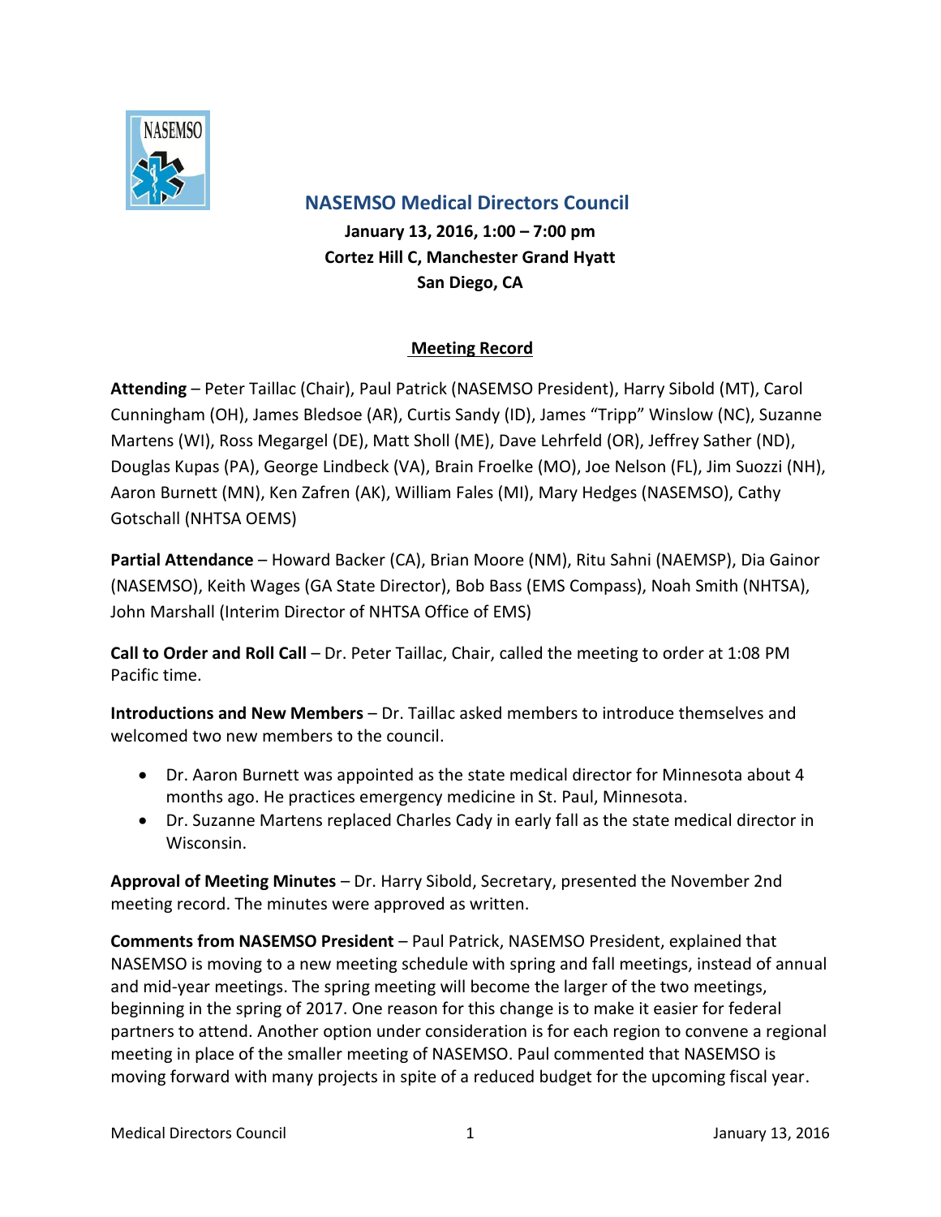# NASEMSO Medical Directors Council

**January 13, 2016, 1:00 – 7:00 pm**
**Cortez Hill C, Manchester Grand Hyatt**
**San Diego, CA**

## Meeting Record

**Attending** – Peter Taillac (Chair), Paul Patrick (NASEMSO President), Harry Sibold (MT), Carol Cunningham (OH), James Bledsoe (AR), Curtis Sandy (ID), James "Tripp" Winslow (NC), Suzanne Martens (WI), Ross Megargel (DE), Matt Sholl (ME), Dave Lehrfeld (OR), Jeffrey Sather (ND), Douglas Kupas (PA), George Lindbeck (VA), Brain Froelke (MO), Joe Nelson (FL), Jim Suozzi (NH), Aaron Burnett (MN), Ken Zafren (AK), William Fales (MI), Mary Hedges (NASEMSO), Cathy Gotschall (NHTSA OEMS)

**Partial Attendance** – Howard Backer (CA), Brian Moore (NM), Ritu Sahni (NAEMSP), Dia Gainor (NASEMSO), Keith Wages (GA State Director), Bob Bass (EMS Compass), Noah Smith (NHTSA), John Marshall (Interim Director of NHTSA Office of EMS)

**Call to Order and Roll Call** – Dr. Peter Taillac, Chair, called the meeting to order at 1:08 PM Pacific time.

**Introductions and New Members** – Dr. Taillac asked members to introduce themselves and welcomed two new members to the council.

- Dr. Aaron Burnett was appointed as the state medical director for Minnesota about 4 months ago. He practices emergency medicine in St. Paul, Minnesota.
- Dr. Suzanne Martens replaced Charles Cady in early fall as the state medical director in Wisconsin.

**Approval of Meeting Minutes** – Dr. Harry Sibold, Secretary, presented the November 2nd meeting record. The minutes were approved as written.

**Comments from NASEMSO President** – Paul Patrick, NASEMSO President, explained that NASEMSO is moving to a new meeting schedule with spring and fall meetings, instead of annual and mid-year meetings. The spring meeting will become the larger of the two meetings, beginning in the spring of 2017. One reason for this change is to make it easier for federal partners to attend. Another option under consideration is for each region to convene a regional meeting in place of the smaller meeting of NASEMSO. Paul commented that NASEMSO is moving forward with many projects in spite of a reduced budget for the upcoming fiscal year.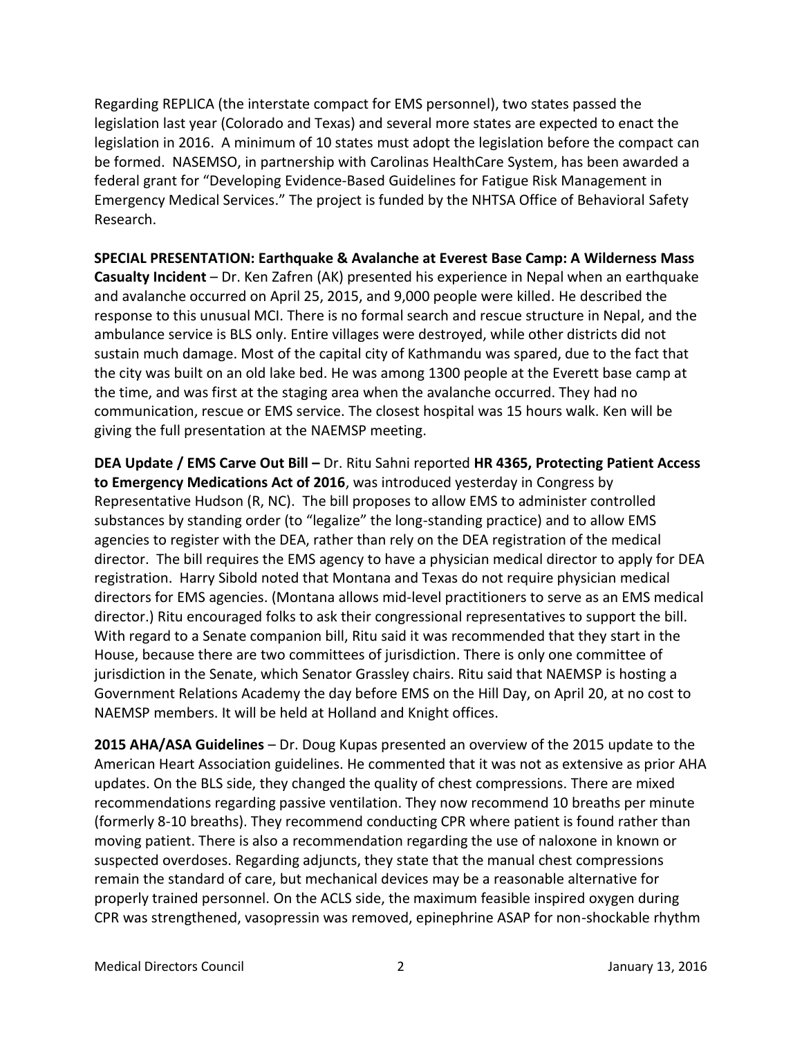Regarding REPLICA (the interstate compact for EMS personnel), two states passed the legislation last year (Colorado and Texas) and several more states are expected to enact the legislation in 2016. A minimum of 10 states must adopt the legislation before the compact can be formed. NASEMSO, in partnership with Carolinas HealthCare System, has been awarded a federal grant for "Developing Evidence-Based Guidelines for Fatigue Risk Management in Emergency Medical Services." The project is funded by the NHTSA Office of Behavioral Safety Research.

**SPECIAL PRESENTATION: Earthquake & Avalanche at Everest Base Camp: A Wilderness Mass Casualty Incident** – Dr. Ken Zafren (AK) presented his experience in Nepal when an earthquake and avalanche occurred on April 25, 2015, and 9,000 people were killed. He described the response to this unusual MCI. There is no formal search and rescue structure in Nepal, and the ambulance service is BLS only. Entire villages were destroyed, while other districts did not sustain much damage. Most of the capital city of Kathmandu was spared, due to the fact that the city was built on an old lake bed. He was among 1300 people at the Everett base camp at the time, and was first at the staging area when the avalanche occurred. They had no communication, rescue or EMS service. The closest hospital was 15 hours walk. Ken will be giving the full presentation at the NAEMSP meeting.

**DEA Update / EMS Carve Out Bill –** Dr. Ritu Sahni reported **HR 4365, Protecting Patient Access to Emergency Medications Act of 2016**, was introduced yesterday in Congress by Representative Hudson (R, NC). The bill proposes to allow EMS to administer controlled substances by standing order (to "legalize" the long-standing practice) and to allow EMS agencies to register with the DEA, rather than rely on the DEA registration of the medical director. The bill requires the EMS agency to have a physician medical director to apply for DEA registration. Harry Sibold noted that Montana and Texas do not require physician medical directors for EMS agencies. (Montana allows mid-level practitioners to serve as an EMS medical director.) Ritu encouraged folks to ask their congressional representatives to support the bill. With regard to a Senate companion bill, Ritu said it was recommended that they start in the House, because there are two committees of jurisdiction. There is only one committee of jurisdiction in the Senate, which Senator Grassley chairs. Ritu said that NAEMSP is hosting a Government Relations Academy the day before EMS on the Hill Day, on April 20, at no cost to NAEMSP members. It will be held at Holland and Knight offices.

**2015 AHA/ASA Guidelines** – Dr. Doug Kupas presented an overview of the 2015 update to the American Heart Association guidelines. He commented that it was not as extensive as prior AHA updates. On the BLS side, they changed the quality of chest compressions. There are mixed recommendations regarding passive ventilation. They now recommend 10 breaths per minute (formerly 8-10 breaths). They recommend conducting CPR where patient is found rather than moving patient. There is also a recommendation regarding the use of naloxone in known or suspected overdoses. Regarding adjuncts, they state that the manual chest compressions remain the standard of care, but mechanical devices may be a reasonable alternative for properly trained personnel. On the ACLS side, the maximum feasible inspired oxygen during CPR was strengthened, vasopressin was removed, epinephrine ASAP for non-shockable rhythm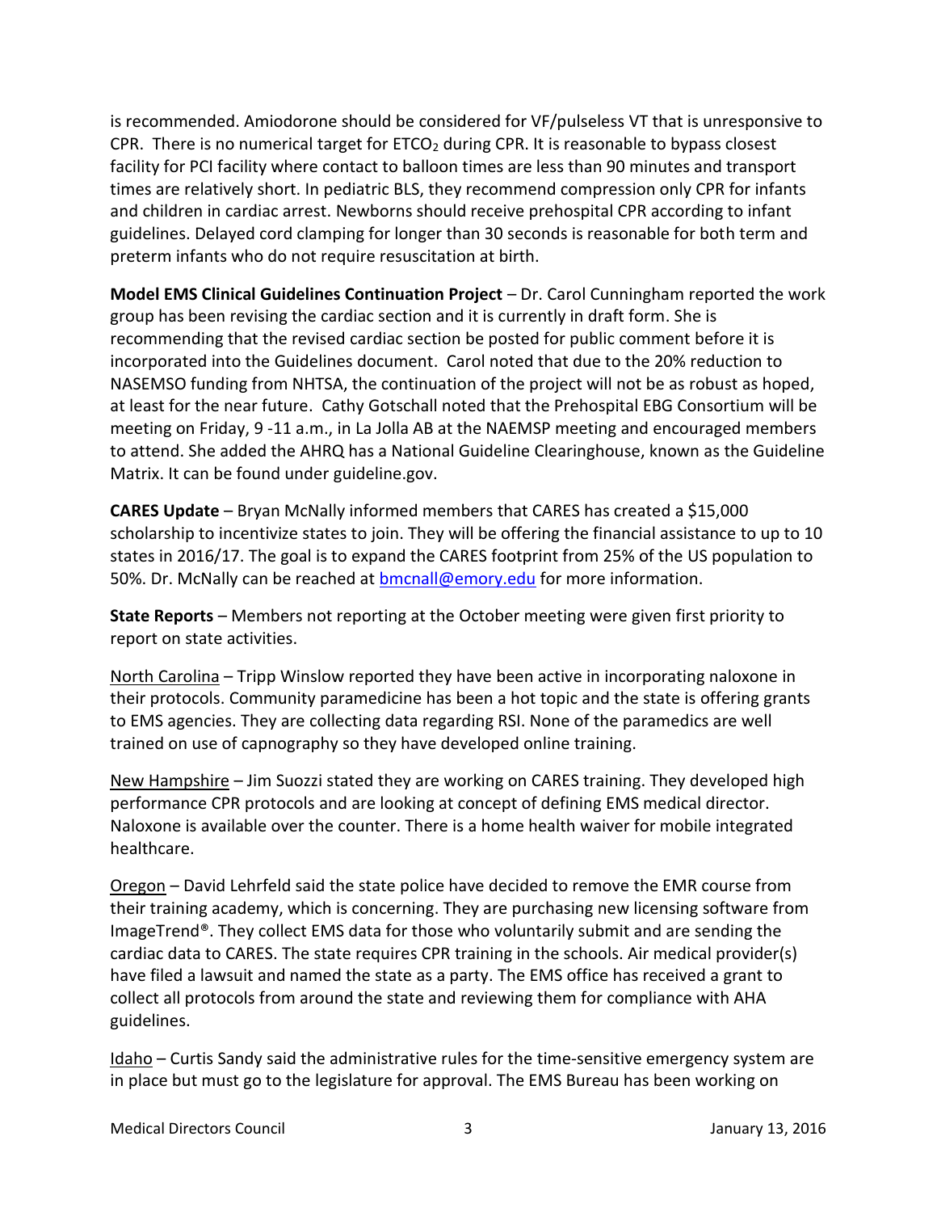is recommended. Amiodorone should be considered for VF/pulseless VT that is unresponsive to CPR. There is no numerical target for $ETCO_2$ during CPR. It is reasonable to bypass closest facility for PCI facility where contact to balloon times are less than 90 minutes and transport times are relatively short. In pediatric BLS, they recommend compression only CPR for infants and children in cardiac arrest. Newborns should receive prehospital CPR according to infant guidelines. Delayed cord clamping for longer than 30 seconds is reasonable for both term and preterm infants who do not require resuscitation at birth.

**Model EMS Clinical Guidelines Continuation Project** – Dr. Carol Cunningham reported the work group has been revising the cardiac section and it is currently in draft form. She is recommending that the revised cardiac section be posted for public comment before it is incorporated into the Guidelines document. Carol noted that due to the 20% reduction to NASEMSO funding from NHTSA, the continuation of the project will not be as robust as hoped, at least for the near future. Cathy Gotschall noted that the Prehospital EBG Consortium will be meeting on Friday, 9 -11 a.m., in La Jolla AB at the NAEMSP meeting and encouraged members to attend. She added the AHRQ has a National Guideline Clearinghouse, known as the Guideline Matrix. It can be found under guideline.gov.

**CARES Update** – Bryan McNally informed members that CARES has created a $15,000 scholarship to incentivize states to join. They will be offering the financial assistance to up to 10 states in 2016/17. The goal is to expand the CARES footprint from 25% of the US population to 50%. Dr. McNally can be reached at bmcnall@emory.edu for more information.

**State Reports** – Members not reporting at the October meeting were given first priority to report on state activities.

<u>North Carolina</u> – Tripp Winslow reported they have been active in incorporating naloxone in their protocols. Community paramedicine has been a hot topic and the state is offering grants to EMS agencies. They are collecting data regarding RSI. None of the paramedics are well trained on use of capnography so they have developed online training.

<u>New Hampshire</u> – Jim Suozzi stated they are working on CARES training. They developed high performance CPR protocols and are looking at concept of defining EMS medical director. Naloxone is available over the counter. There is a home health waiver for mobile integrated healthcare.

<u>Oregon</u> – David Lehrfeld said the state police have decided to remove the EMR course from their training academy, which is concerning. They are purchasing new licensing software from ImageTrend®. They collect EMS data for those who voluntarily submit and are sending the cardiac data to CARES. The state requires CPR training in the schools. Air medical provider(s) have filed a lawsuit and named the state as a party. The EMS office has received a grant to collect all protocols from around the state and reviewing them for compliance with AHA guidelines.

<u>Idaho</u> – Curtis Sandy said the administrative rules for the time-sensitive emergency system are in place but must go to the legislature for approval. The EMS Bureau has been working on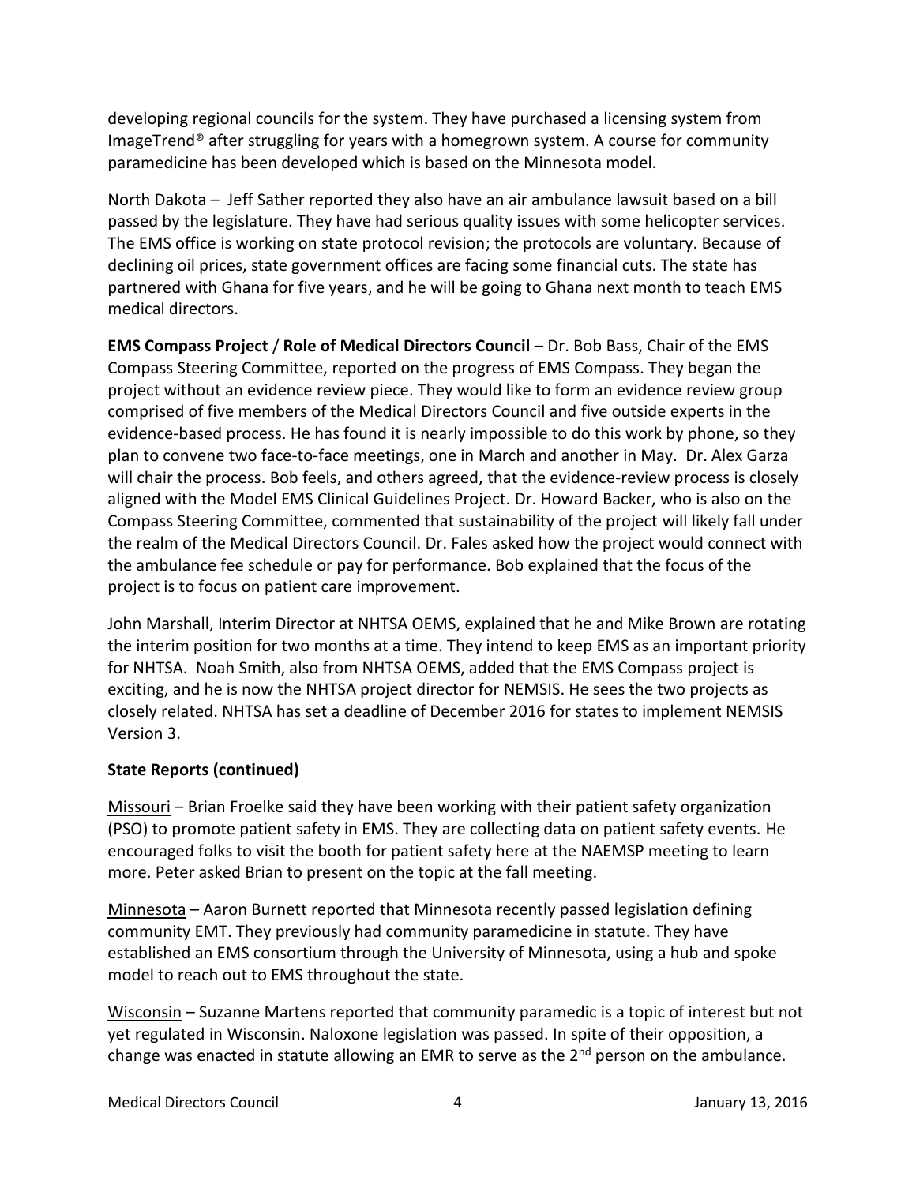developing regional councils for the system. They have purchased a licensing system from ImageTrend® after struggling for years with a homegrown system. A course for community paramedicine has been developed which is based on the Minnesota model.

North Dakota – Jeff Sather reported they also have an air ambulance lawsuit based on a bill passed by the legislature. They have had serious quality issues with some helicopter services. The EMS office is working on state protocol revision; the protocols are voluntary. Because of declining oil prices, state government offices are facing some financial cuts. The state has partnered with Ghana for five years, and he will be going to Ghana next month to teach EMS medical directors.

**EMS Compass Project** / **Role of Medical Directors Council** – Dr. Bob Bass, Chair of the EMS Compass Steering Committee, reported on the progress of EMS Compass. They began the project without an evidence review piece. They would like to form an evidence review group comprised of five members of the Medical Directors Council and five outside experts in the evidence-based process. He has found it is nearly impossible to do this work by phone, so they plan to convene two face-to-face meetings, one in March and another in May. Dr. Alex Garza will chair the process. Bob feels, and others agreed, that the evidence-review process is closely aligned with the Model EMS Clinical Guidelines Project. Dr. Howard Backer, who is also on the Compass Steering Committee, commented that sustainability of the project will likely fall under the realm of the Medical Directors Council. Dr. Fales asked how the project would connect with the ambulance fee schedule or pay for performance. Bob explained that the focus of the project is to focus on patient care improvement.

John Marshall, Interim Director at NHTSA OEMS, explained that he and Mike Brown are rotating the interim position for two months at a time. They intend to keep EMS as an important priority for NHTSA. Noah Smith, also from NHTSA OEMS, added that the EMS Compass project is exciting, and he is now the NHTSA project director for NEMSIS. He sees the two projects as closely related. NHTSA has set a deadline of December 2016 for states to implement NEMSIS Version 3.

**State Reports (continued)**

Missouri – Brian Froelke said they have been working with their patient safety organization (PSO) to promote patient safety in EMS. They are collecting data on patient safety events. He encouraged folks to visit the booth for patient safety here at the NAEMSP meeting to learn more. Peter asked Brian to present on the topic at the fall meeting.

Minnesota – Aaron Burnett reported that Minnesota recently passed legislation defining community EMT. They previously had community paramedicine in statute. They have established an EMS consortium through the University of Minnesota, using a hub and spoke model to reach out to EMS throughout the state.

Wisconsin – Suzanne Martens reported that community paramedic is a topic of interest but not yet regulated in Wisconsin. Naloxone legislation was passed. In spite of their opposition, a change was enacted in statute allowing an EMR to serve as the 2nd person on the ambulance.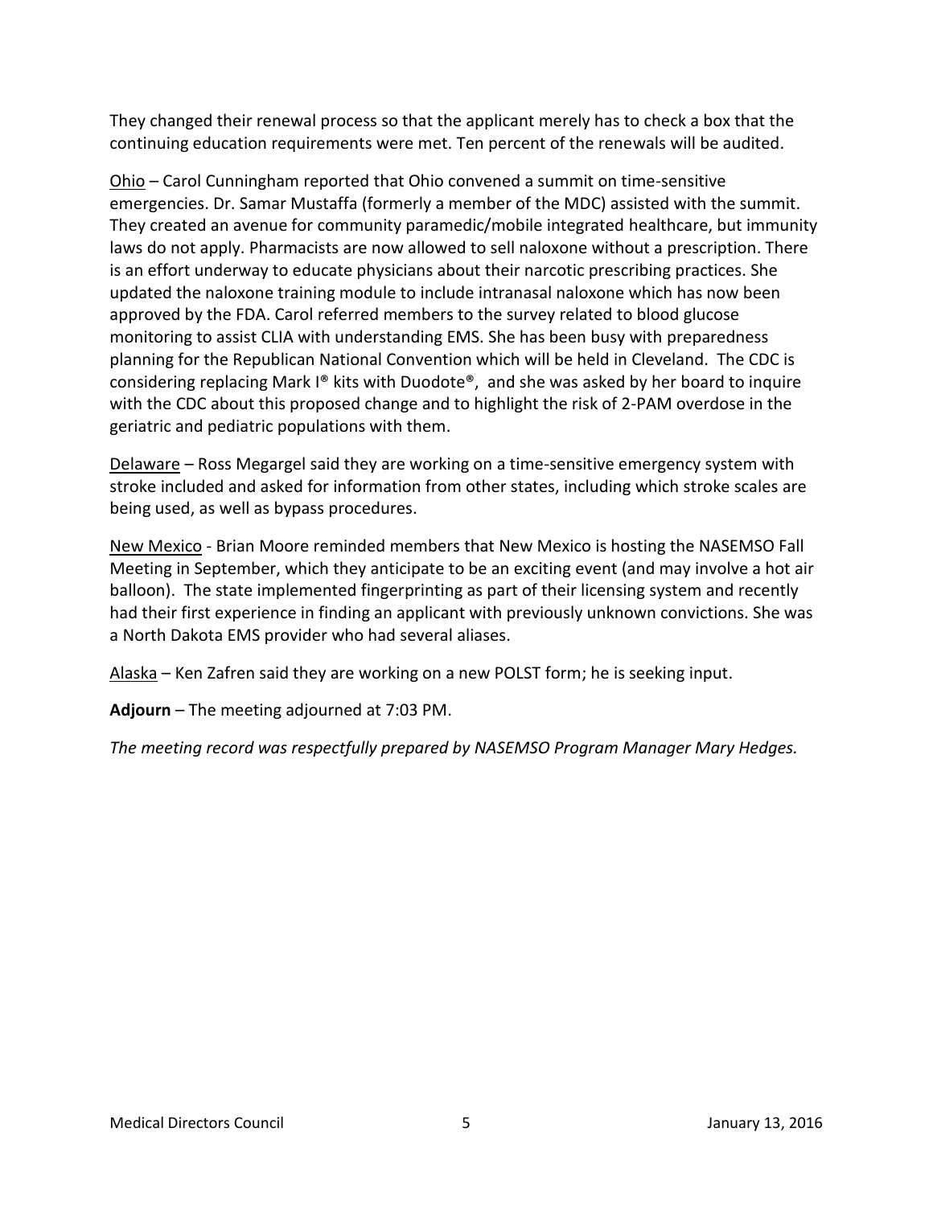They changed their renewal process so that the applicant merely has to check a box that the continuing education requirements were met. Ten percent of the renewals will be audited.

Ohio – Carol Cunningham reported that Ohio convened a summit on time-sensitive emergencies. Dr. Samar Mustaffa (formerly a member of the MDC) assisted with the summit. They created an avenue for community paramedic/mobile integrated healthcare, but immunity laws do not apply. Pharmacists are now allowed to sell naloxone without a prescription. There is an effort underway to educate physicians about their narcotic prescribing practices. She updated the naloxone training module to include intranasal naloxone which has now been approved by the FDA. Carol referred members to the survey related to blood glucose monitoring to assist CLIA with understanding EMS. She has been busy with preparedness planning for the Republican National Convention which will be held in Cleveland. The CDC is considering replacing Mark I® kits with Duodote®, and she was asked by her board to inquire with the CDC about this proposed change and to highlight the risk of 2-PAM overdose in the geriatric and pediatric populations with them.

Delaware – Ross Megargel said they are working on a time-sensitive emergency system with stroke included and asked for information from other states, including which stroke scales are being used, as well as bypass procedures.

New Mexico - Brian Moore reminded members that New Mexico is hosting the NASEMSO Fall Meeting in September, which they anticipate to be an exciting event (and may involve a hot air balloon). The state implemented fingerprinting as part of their licensing system and recently had their first experience in finding an applicant with previously unknown convictions. She was a North Dakota EMS provider who had several aliases.

Alaska – Ken Zafren said they are working on a new POLST form; he is seeking input.

**Adjourn** – The meeting adjourned at 7:03 PM.

*The meeting record was respectfully prepared by NASEMSO Program Manager Mary Hedges.*